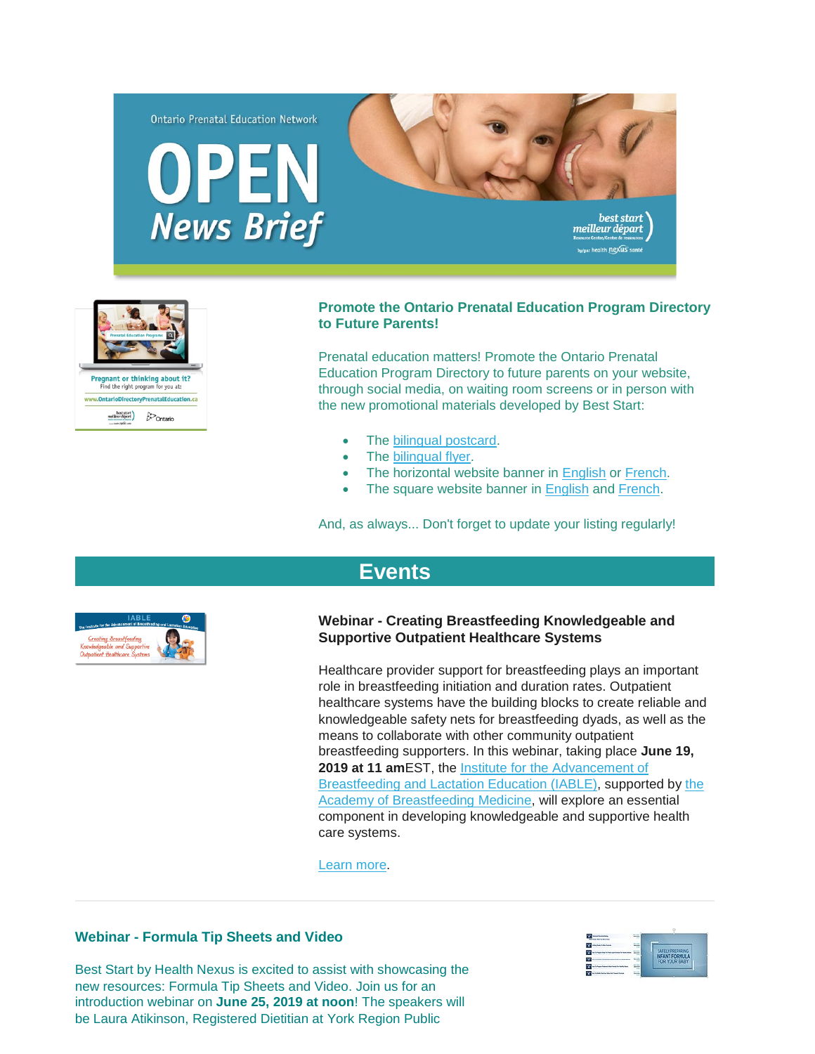Ontario Prenatal Education Network

# OPEN News Brief

### Promote the Ontario Prenatal Education Program Directory to Future Parents!

Prenatal education matters! Promote the Ontario Prenatal Education Program Directory to future parents on your website, through social media, on waiting room screens or in person with the new promotional materials developed by Best Start:

- The bilingual postcard.
- The bilingual flyer.
- The horizontal website banner in English or French.
- The square website banner in English and French.

And, as always... Don't forget to update your listing regularly!

## Events

### Webinar - Creating Breastfeeding Knowledgeable and Supportive Outpatient Healthcare Systems

Healthcare provider support for breastfeeding plays an important role in breastfeeding initiation and duration rates. Outpatient healthcare systems have the building blocks to create reliable and knowledgeable safety nets for breastfeeding dyads, as well as the means to collaborate with other community outpatient breastfeeding supporters. In this webinar, taking place **June 19, 2019 at 11 am**EST, the Institute for the Advancement of Breastfeeding and Lactation Education (IABLE), supported by the Academy of Breastfeeding Medicine, will explore an essential component in developing knowledgeable and supportive health care systems.

Learn more.

---

### Webinar - Formula Tip Sheets and Video

Best Start by Health Nexus is excited to assist with showcasing the new resources: Formula Tip Sheets and Video. Join us for an introduction webinar on **June 25, 2019 at noon**! The speakers will be Laura Atikinson, Registered Dietitian at York Region Public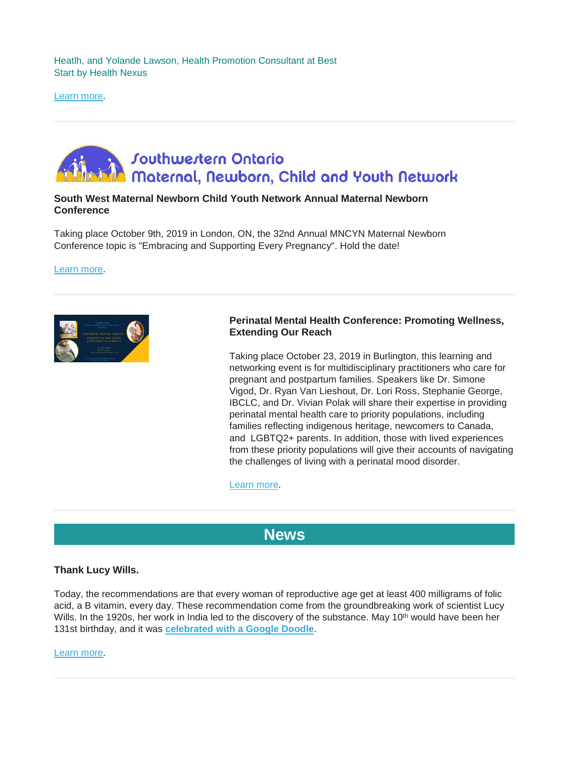Heatlh, and Yolande Lawson, Health Promotion Consultant at Best Start by Health Nexus

Learn more.

---

Southwestern Ontario Maternal, Newborn, Child and Youth Network

**South West Maternal Newborn Child Youth Network Annual Maternal Newborn Conference**

Taking place October 9th, 2019 in London, ON, the 32nd Annual MNCYN Maternal Newborn Conference topic is "Embracing and Supporting Every Pregnancy". Hold the date!

Learn more.

---

**Perinatal Mental Health Conference: Promoting Wellness, Extending Our Reach**

Taking place October 23, 2019 in Burlington, this learning and networking event is for multidisciplinary practitioners who care for pregnant and postpartum families. Speakers like Dr. Simone Vigod, Dr. Ryan Van Lieshout, Dr. Lori Ross, Stephanie George, IBCLC, and Dr. Vivian Polak will share their expertise in providing perinatal mental health care to priority populations, including families reflecting indigenous heritage, newcomers to Canada, and LGBTQ2+ parents. In addition, those with lived experiences from these priority populations will give their accounts of navigating the challenges of living with a perinatal mood disorder.

Learn more.

---

## News

**Thank Lucy Wills.**

Today, the recommendations are that every woman of reproductive age get at least 400 milligrams of folic acid, a B vitamin, every day. These recommendation come from the groundbreaking work of scientist Lucy Wills. In the 1920s, her work in India led to the discovery of the substance. May 10th would have been her 131st birthday, and it was **celebrated with a Google Doodle**.

Learn more.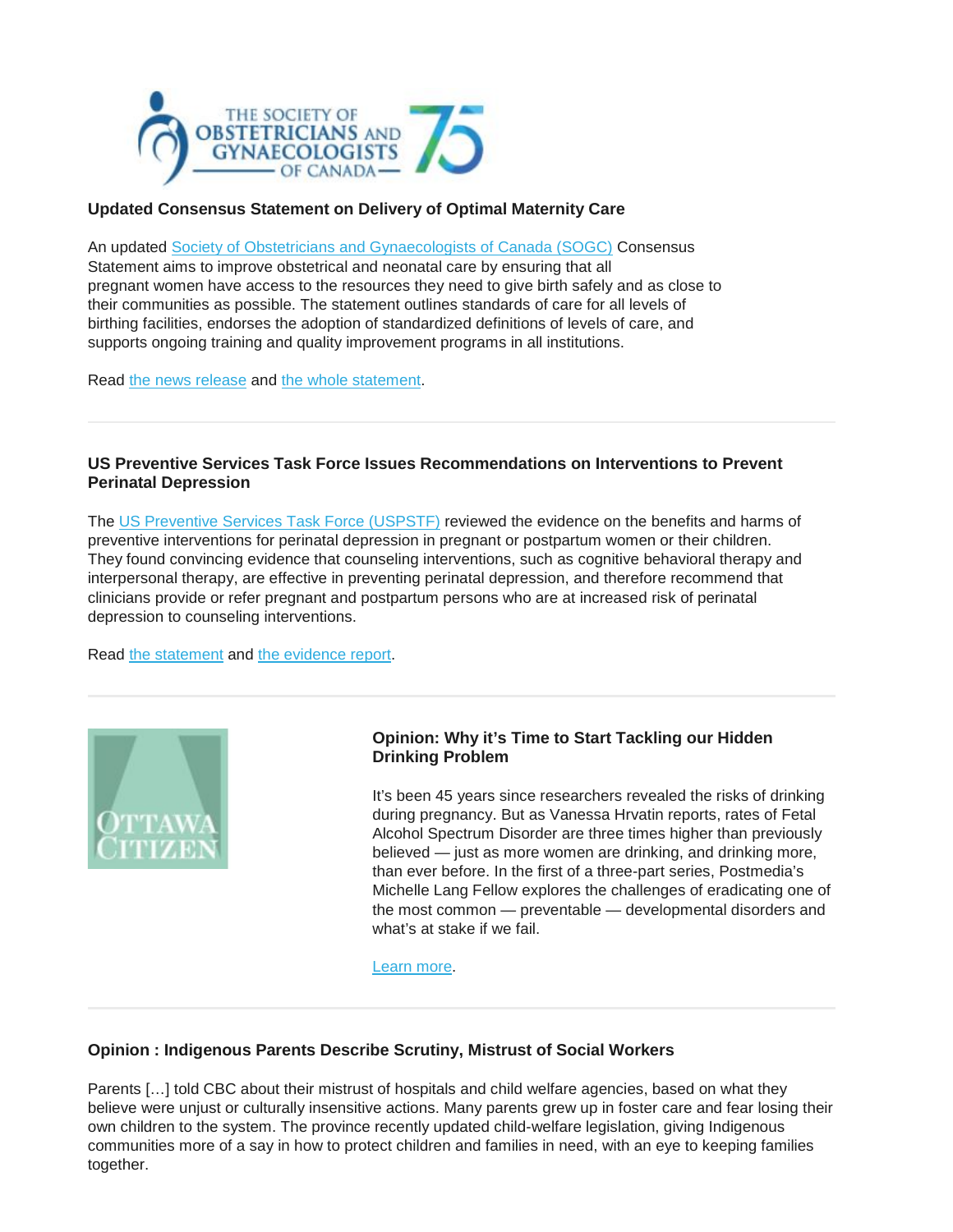### Updated Consensus Statement on Delivery of Optimal Maternity Care

An updated Society of Obstetricians and Gynaecologists of Canada (SOGC) Consensus Statement aims to improve obstetrical and neonatal care by ensuring that all pregnant women have access to the resources they need to give birth safely and as close to their communities as possible. The statement outlines standards of care for all levels of birthing facilities, endorses the adoption of standardized definitions of levels of care, and supports ongoing training and quality improvement programs in all institutions.

Read the news release and the whole statement.

---

### US Preventive Services Task Force Issues Recommendations on Interventions to Prevent Perinatal Depression

The US Preventive Services Task Force (USPSTF) reviewed the evidence on the benefits and harms of preventive interventions for perinatal depression in pregnant or postpartum women or their children. They found convincing evidence that counseling interventions, such as cognitive behavioral therapy and interpersonal therapy, are effective in preventing perinatal depression, and therefore recommend that clinicians provide or refer pregnant and postpartum persons who are at increased risk of perinatal depression to counseling interventions.

Read the statement and the evidence report.

---

### Opinion: Why it's Time to Start Tackling our Hidden Drinking Problem

It's been 45 years since researchers revealed the risks of drinking during pregnancy. But as Vanessa Hrvatin reports, rates of Fetal Alcohol Spectrum Disorder are three times higher than previously believed — just as more women are drinking, and drinking more, than ever before. In the first of a three-part series, Postmedia's Michelle Lang Fellow explores the challenges of eradicating one of the most common — preventable — developmental disorders and what's at stake if we fail.

Learn more.

---

### Opinion : Indigenous Parents Describe Scrutiny, Mistrust of Social Workers

Parents […] told CBC about their mistrust of hospitals and child welfare agencies, based on what they believe were unjust or culturally insensitive actions. Many parents grew up in foster care and fear losing their own children to the system. The province recently updated child-welfare legislation, giving Indigenous communities more of a say in how to protect children and families in need, with an eye to keeping families together.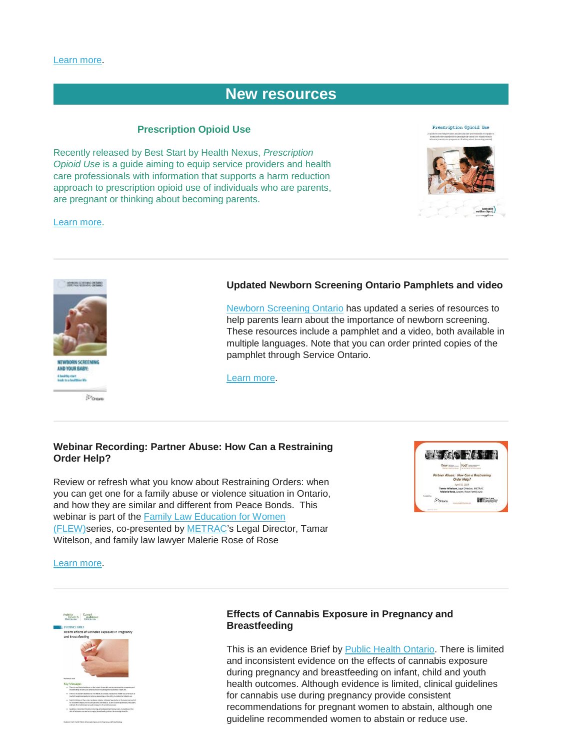Learn more.

# New resources

### Prescription Opioid Use

Recently released by Best Start by Health Nexus, *Prescription Opioid Use* is a guide aiming to equip service providers and health care professionals with information that supports a harm reduction approach to prescription opioid use of individuals who are parents, are pregnant or thinking about becoming parents.

Learn more.

---

### Updated Newborn Screening Ontario Pamphlets and video

Newborn Screening Ontario has updated a series of resources to help parents learn about the importance of newborn screening. These resources include a pamphlet and a video, both available in multiple languages. Note that you can order printed copies of the pamphlet through Service Ontario.

Learn more.

---

### Webinar Recording: Partner Abuse: How Can a Restraining Order Help?

Review or refresh what you know about Restraining Orders: when you can get one for a family abuse or violence situation in Ontario, and how they are similar and different from Peace Bonds. This webinar is part of the Family Law Education for Women (FLEW)series, co-presented by METRAC's Legal Director, Tamar Witelson, and family law lawyer Malerie Rose of Rose

Learn more.

---

### Effects of Cannabis Exposure in Pregnancy and Breastfeeding

This is an evidence Brief by Public Health Ontario. There is limited and inconsistent evidence on the effects of cannabis exposure during pregnancy and breastfeeding on infant, child and youth health outcomes. Although evidence is limited, clinical guidelines for cannabis use during pregnancy provide consistent recommendations for pregnant women to abstain, although one guideline recommended women to abstain or reduce use.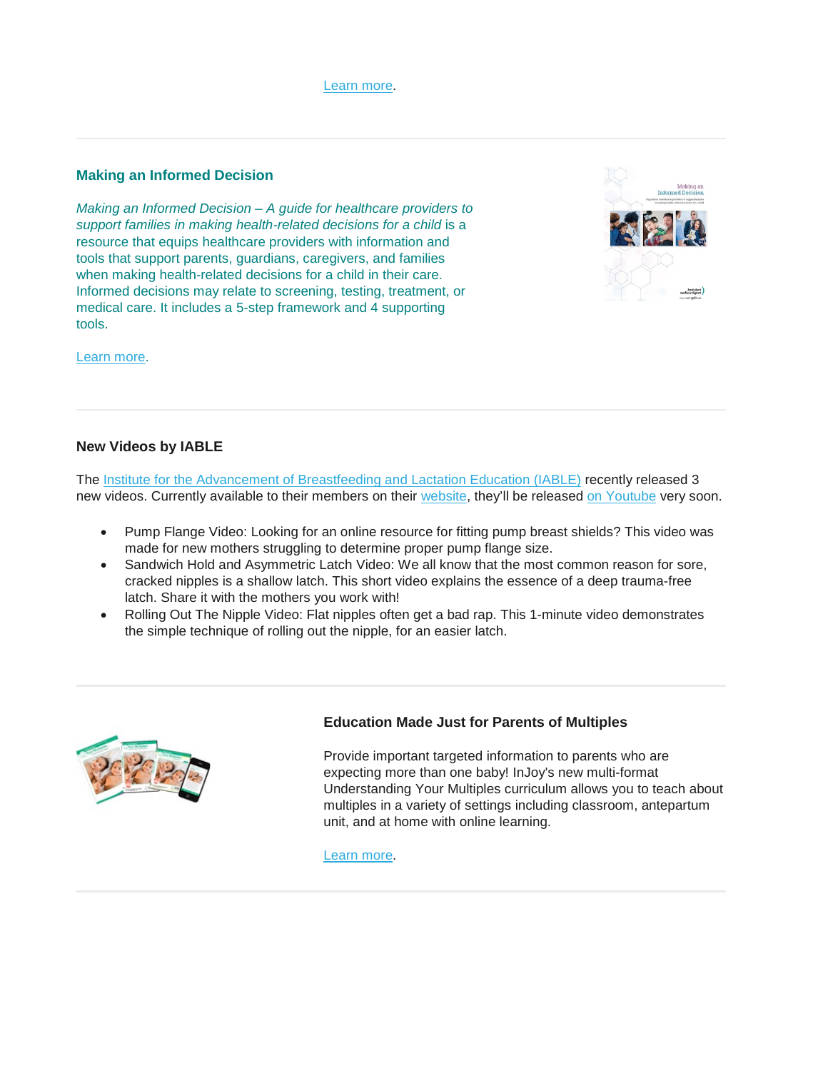Learn more.

---

## Making an Informed Decision

*Making an Informed Decision – A guide for healthcare providers to support families in making health-related decisions for a child* is a resource that equips healthcare providers with information and tools that support parents, guardians, caregivers, and families when making health-related decisions for a child in their care. Informed decisions may relate to screening, testing, treatment, or medical care. It includes a 5-step framework and 4 supporting tools.

Learn more.

---

## New Videos by IABLE

The Institute for the Advancement of Breastfeeding and Lactation Education (IABLE) recently released 3 new videos. Currently available to their members on their website, they'll be released on Youtube very soon.

- Pump Flange Video: Looking for an online resource for fitting pump breast shields? This video was made for new mothers struggling to determine proper pump flange size.
- Sandwich Hold and Asymmetric Latch Video: We all know that the most common reason for sore, cracked nipples is a shallow latch. This short video explains the essence of a deep trauma-free latch. Share it with the mothers you work with!
- Rolling Out The Nipple Video: Flat nipples often get a bad rap. This 1-minute video demonstrates the simple technique of rolling out the nipple, for an easier latch.

---

## Education Made Just for Parents of Multiples

Provide important targeted information to parents who are expecting more than one baby! InJoy's new multi-format Understanding Your Multiples curriculum allows you to teach about multiples in a variety of settings including classroom, antepartum unit, and at home with online learning.

Learn more.

---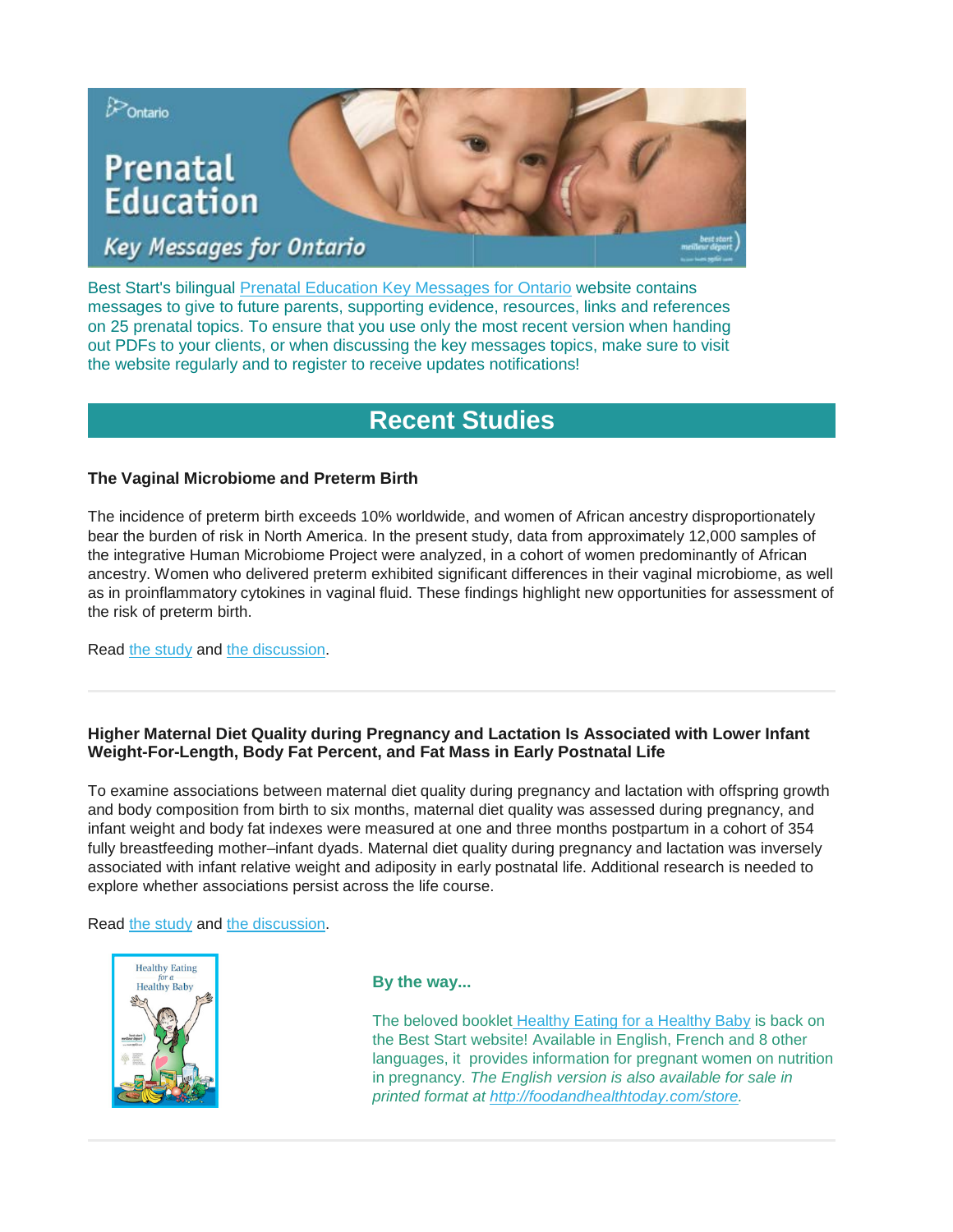Best Start's bilingual Prenatal Education Key Messages for Ontario website contains messages to give to future parents, supporting evidence, resources, links and references on 25 prenatal topics. To ensure that you use only the most recent version when handing out PDFs to your clients, or when discussing the key messages topics, make sure to visit the website regularly and to register to receive updates notifications!

## Recent Studies

### The Vaginal Microbiome and Preterm Birth

The incidence of preterm birth exceeds 10% worldwide, and women of African ancestry disproportionately bear the burden of risk in North America. In the present study, data from approximately 12,000 samples of the integrative Human Microbiome Project were analyzed, in a cohort of women predominantly of African ancestry. Women who delivered preterm exhibited significant differences in their vaginal microbiome, as well as in proinflammatory cytokines in vaginal fluid. These findings highlight new opportunities for assessment of the risk of preterm birth.

Read the study and the discussion.

---

### Higher Maternal Diet Quality during Pregnancy and Lactation Is Associated with Lower Infant Weight-For-Length, Body Fat Percent, and Fat Mass in Early Postnatal Life

To examine associations between maternal diet quality during pregnancy and lactation with offspring growth and body composition from birth to six months, maternal diet quality was assessed during pregnancy, and infant weight and body fat indexes were measured at one and three months postpartum in a cohort of 354 fully breastfeeding mother–infant dyads. Maternal diet quality during pregnancy and lactation was inversely associated with infant relative weight and adiposity in early postnatal life. Additional research is needed to explore whether associations persist across the life course.

Read the study and the discussion.

**By the way...**

The beloved booklet Healthy Eating for a Healthy Baby is back on the Best Start website! Available in English, French and 8 other languages, it provides information for pregnant women on nutrition in pregnancy. *The English version is also available for sale in printed format at http://foodandhealthtoday.com/store.*

---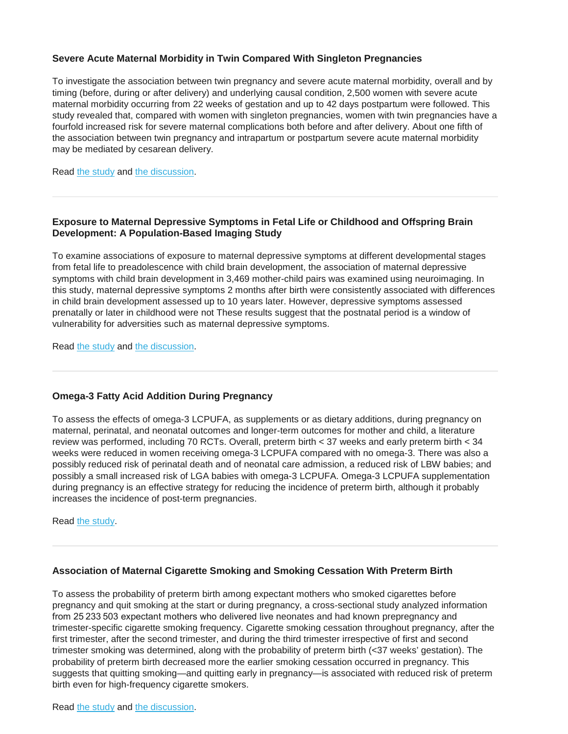### Severe Acute Maternal Morbidity in Twin Compared With Singleton Pregnancies

To investigate the association between twin pregnancy and severe acute maternal morbidity, overall and by timing (before, during or after delivery) and underlying causal condition, 2,500 women with severe acute maternal morbidity occurring from 22 weeks of gestation and up to 42 days postpartum were followed. This study revealed that, compared with women with singleton pregnancies, women with twin pregnancies have a fourfold increased risk for severe maternal complications both before and after delivery. About one fifth of the association between twin pregnancy and intrapartum or postpartum severe acute maternal morbidity may be mediated by cesarean delivery.

Read the study and the discussion.

---

### Exposure to Maternal Depressive Symptoms in Fetal Life or Childhood and Offspring Brain Development: A Population-Based Imaging Study

To examine associations of exposure to maternal depressive symptoms at different developmental stages from fetal life to preadolescence with child brain development, the association of maternal depressive symptoms with child brain development in 3,469 mother-child pairs was examined using neuroimaging. In this study, maternal depressive symptoms 2 months after birth were consistently associated with differences in child brain development assessed up to 10 years later. However, depressive symptoms assessed prenatally or later in childhood were not These results suggest that the postnatal period is a window of vulnerability for adversities such as maternal depressive symptoms.

Read the study and the discussion.

---

### Omega-3 Fatty Acid Addition During Pregnancy

To assess the effects of omega-3 LCPUFA, as supplements or as dietary additions, during pregnancy on maternal, perinatal, and neonatal outcomes and longer-term outcomes for mother and child, a literature review was performed, including 70 RCTs. Overall, preterm birth < 37 weeks and early preterm birth < 34 weeks were reduced in women receiving omega-3 LCPUFA compared with no omega-3. There was also a possibly reduced risk of perinatal death and of neonatal care admission, a reduced risk of LBW babies; and possibly a small increased risk of LGA babies with omega-3 LCPUFA. Omega-3 LCPUFA supplementation during pregnancy is an effective strategy for reducing the incidence of preterm birth, although it probably increases the incidence of post-term pregnancies.

Read the study.

---

### Association of Maternal Cigarette Smoking and Smoking Cessation With Preterm Birth

To assess the probability of preterm birth among expectant mothers who smoked cigarettes before pregnancy and quit smoking at the start or during pregnancy, a cross-sectional study analyzed information from 25 233 503 expectant mothers who delivered live neonates and had known prepregnancy and trimester-specific cigarette smoking frequency. Cigarette smoking cessation throughout pregnancy, after the first trimester, after the second trimester, and during the third trimester irrespective of first and second trimester smoking was determined, along with the probability of preterm birth (<37 weeks' gestation). The probability of preterm birth decreased more the earlier smoking cessation occurred in pregnancy. This suggests that quitting smoking—and quitting early in pregnancy—is associated with reduced risk of preterm birth even for high-frequency cigarette smokers.

Read the study and the discussion.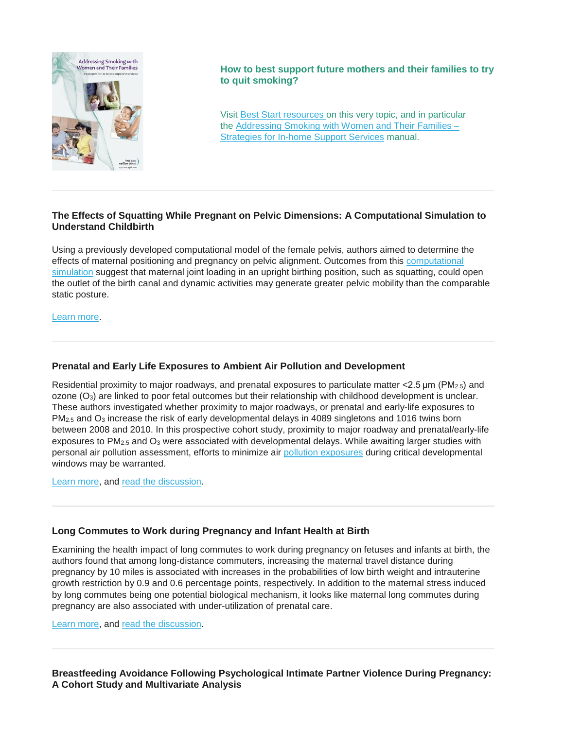**How to best support future mothers and their families to try to quit smoking?**

Visit Best Start resources on this very topic, and in particular the Addressing Smoking with Women and Their Families – Strategies for In-home Support Services manual.

---

### The Effects of Squatting While Pregnant on Pelvic Dimensions: A Computational Simulation to Understand Childbirth

Using a previously developed computational model of the female pelvis, authors aimed to determine the effects of maternal positioning and pregnancy on pelvic alignment. Outcomes from this computational simulation suggest that maternal joint loading in an upright birthing position, such as squatting, could open the outlet of the birth canal and dynamic activities may generate greater pelvic mobility than the comparable static posture.

Learn more.

---

### Prenatal and Early Life Exposures to Ambient Air Pollution and Development

Residential proximity to major roadways, and prenatal exposures to particulate matter <2.5 µm ($PM_{2.5}$) and ozone ($O_3$) are linked to poor fetal outcomes but their relationship with childhood development is unclear. These authors investigated whether proximity to major roadways, or prenatal and early-life exposures to $PM_{2.5}$ and $O_3$ increase the risk of early developmental delays in 4089 singletons and 1016 twins born between 2008 and 2010. In this prospective cohort study, proximity to major roadway and prenatal/early-life exposures to $PM_{2.5}$ and $O_3$ were associated with developmental delays. While awaiting larger studies with personal air pollution assessment, efforts to minimize air pollution exposures during critical developmental windows may be warranted.

Learn more, and read the discussion.

---

### Long Commutes to Work during Pregnancy and Infant Health at Birth

Examining the health impact of long commutes to work during pregnancy on fetuses and infants at birth, the authors found that among long-distance commuters, increasing the maternal travel distance during pregnancy by 10 miles is associated with increases in the probabilities of low birth weight and intrauterine growth restriction by 0.9 and 0.6 percentage points, respectively. In addition to the maternal stress induced by long commutes being one potential biological mechanism, it looks like maternal long commutes during pregnancy are also associated with under-utilization of prenatal care.

Learn more, and read the discussion.

---

### Breastfeeding Avoidance Following Psychological Intimate Partner Violence During Pregnancy: A Cohort Study and Multivariate Analysis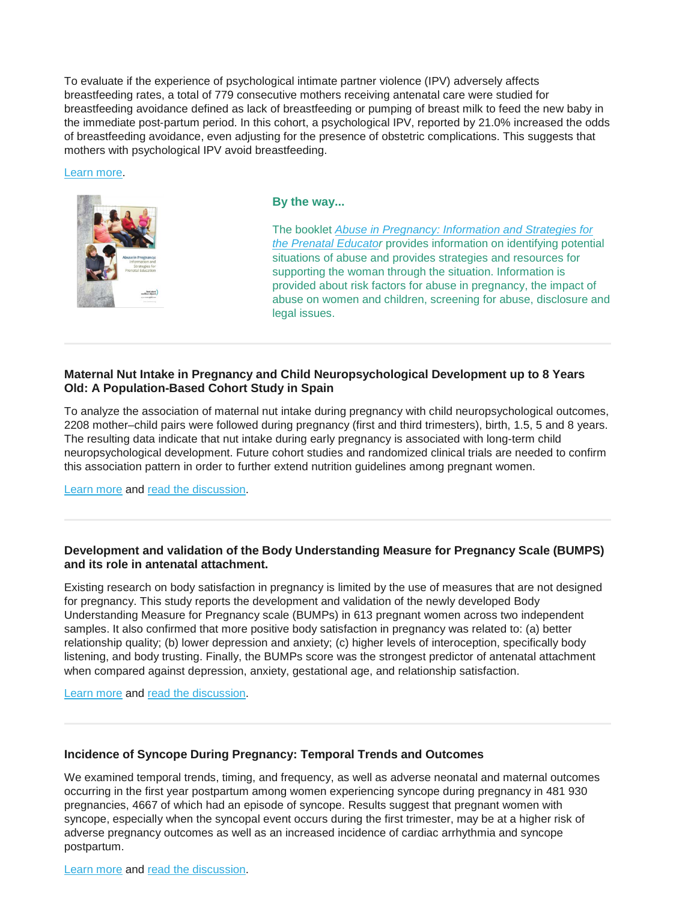To evaluate if the experience of psychological intimate partner violence (IPV) adversely affects breastfeeding rates, a total of 779 consecutive mothers receiving antenatal care were studied for breastfeeding avoidance defined as lack of breastfeeding or pumping of breast milk to feed the new baby in the immediate post-partum period. In this cohort, a psychological IPV, reported by 21.0% increased the odds of breastfeeding avoidance, even adjusting for the presence of obstetric complications. This suggests that mothers with psychological IPV avoid breastfeeding.

Learn more.

**By the way...**

The booklet *Abuse in Pregnancy: Information and Strategies for the Prenatal Educator* provides information on identifying potential situations of abuse and provides strategies and resources for supporting the woman through the situation. Information is provided about risk factors for abuse in pregnancy, the impact of abuse on women and children, screening for abuse, disclosure and legal issues.

---

### Maternal Nut Intake in Pregnancy and Child Neuropsychological Development up to 8 Years Old: A Population-Based Cohort Study in Spain

To analyze the association of maternal nut intake during pregnancy with child neuropsychological outcomes, 2208 mother–child pairs were followed during pregnancy (first and third trimesters), birth, 1.5, 5 and 8 years. The resulting data indicate that nut intake during early pregnancy is associated with long-term child neuropsychological development. Future cohort studies and randomized clinical trials are needed to confirm this association pattern in order to further extend nutrition guidelines among pregnant women.

Learn more and read the discussion.

---

### Development and validation of the Body Understanding Measure for Pregnancy Scale (BUMPS) and its role in antenatal attachment.

Existing research on body satisfaction in pregnancy is limited by the use of measures that are not designed for pregnancy. This study reports the development and validation of the newly developed Body Understanding Measure for Pregnancy scale (BUMPs) in 613 pregnant women across two independent samples. It also confirmed that more positive body satisfaction in pregnancy was related to: (a) better relationship quality; (b) lower depression and anxiety; (c) higher levels of interoception, specifically body listening, and body trusting. Finally, the BUMPs score was the strongest predictor of antenatal attachment when compared against depression, anxiety, gestational age, and relationship satisfaction.

Learn more and read the discussion.

---

### Incidence of Syncope During Pregnancy: Temporal Trends and Outcomes

We examined temporal trends, timing, and frequency, as well as adverse neonatal and maternal outcomes occurring in the first year postpartum among women experiencing syncope during pregnancy in 481 930 pregnancies, 4667 of which had an episode of syncope. Results suggest that pregnant women with syncope, especially when the syncopal event occurs during the first trimester, may be at a higher risk of adverse pregnancy outcomes as well as an increased incidence of cardiac arrhythmia and syncope postpartum.

Learn more and read the discussion.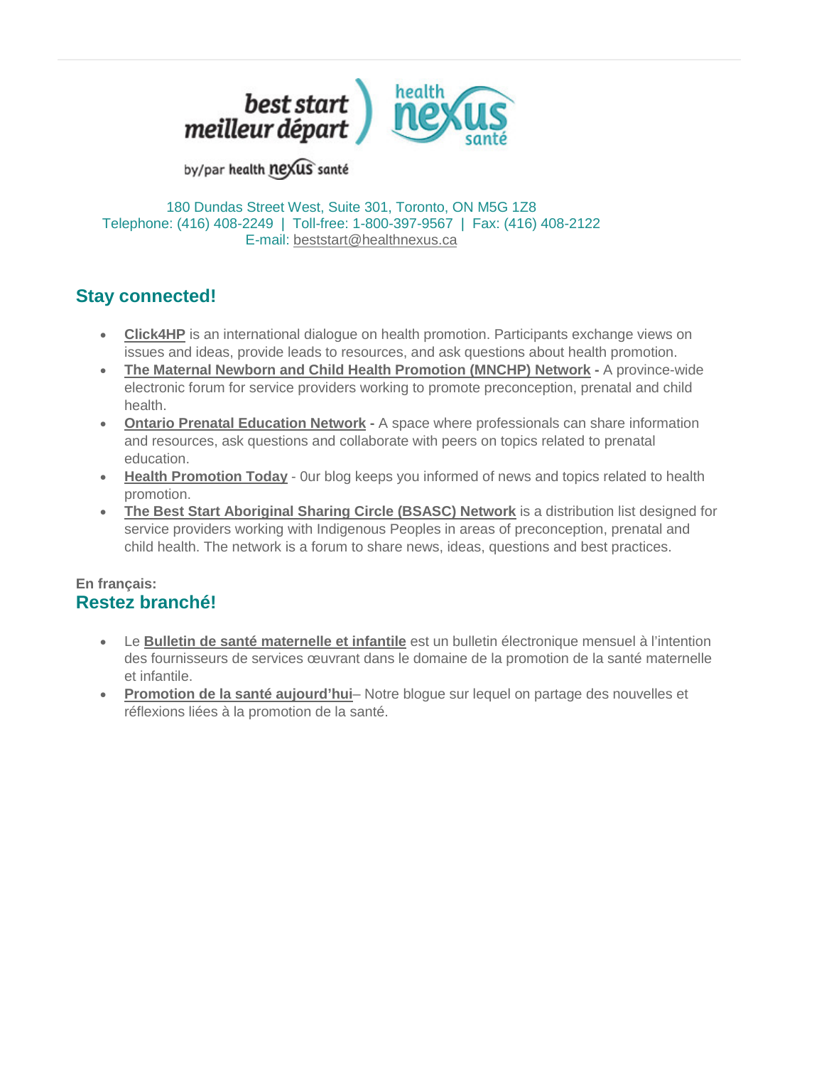180 Dundas Street West, Suite 301, Toronto, ON M5G 1Z8
Telephone: (416) 408-2249 | Toll-free: 1-800-397-9567 | Fax: (416) 408-2122
E-mail: beststart@healthnexus.ca

## Stay connected!

- **Click4HP** is an international dialogue on health promotion. Participants exchange views on issues and ideas, provide leads to resources, and ask questions about health promotion.
- **The Maternal Newborn and Child Health Promotion (MNCHP) Network -** A province-wide electronic forum for service providers working to promote preconception, prenatal and child health.
- **Ontario Prenatal Education Network -** A space where professionals can share information and resources, ask questions and collaborate with peers on topics related to prenatal education.
- **Health Promotion Today** - 0ur blog keeps you informed of news and topics related to health promotion.
- **The Best Start Aboriginal Sharing Circle (BSASC) Network** is a distribution list designed for service providers working with Indigenous Peoples in areas of preconception, prenatal and child health. The network is a forum to share news, ideas, questions and best practices.

**En français:**

## Restez branché!

- Le **Bulletin de santé maternelle et infantile** est un bulletin électronique mensuel à l'intention des fournisseurs de services œuvrant dans le domaine de la promotion de la santé maternelle et infantile.
- **Promotion de la santé aujourd'hui**– Notre blogue sur lequel on partage des nouvelles et réflexions liées à la promotion de la santé.